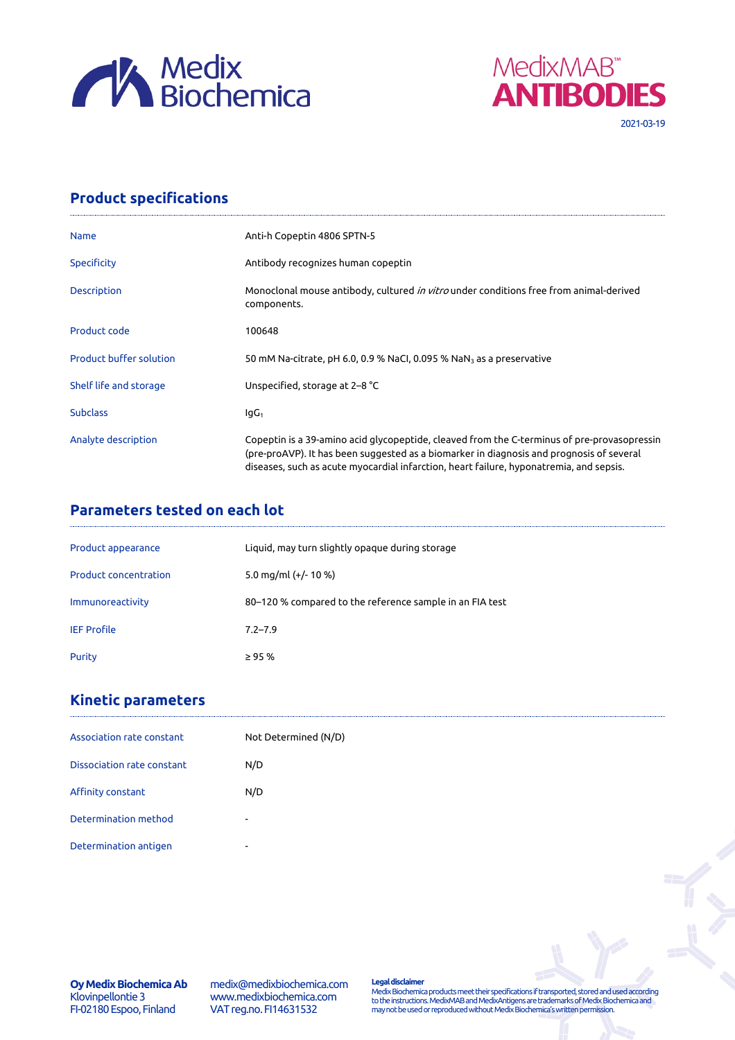Medix Biochemica

MedixMAB™ ANTIBODIES

2021-03-19

## Product specifications

| | |
|---|---|
| Name | Anti-h Copeptin 4806 SPTN-5 |
| Specificity | Antibody recognizes human copeptin |
| Description | Monoclonal mouse antibody, cultured *in vitro* under conditions free from animal-derived components. |
| Product code | 100648 |
| Product buffer solution | 50 mM Na-citrate, pH 6.0, 0.9 % NaCl, 0.095 % $NaN_3$ as a preservative |
| Shelf life and storage | Unspecified, storage at 2–8 °C |
| Subclass | $IgG_1$ |
| Analyte description | Copeptin is a 39-amino acid glycopeptide, cleaved from the C-terminus of pre-provasopressin (pre-proAVP). It has been suggested as a biomarker in diagnosis and prognosis of several diseases, such as acute myocardial infarction, heart failure, hyponatremia, and sepsis. |

## Parameters tested on each lot

| | |
|---|---|
| Product appearance | Liquid, may turn slightly opaque during storage |
| Product concentration | 5.0 mg/ml (+/- 10 %) |
| Immunoreactivity | 80–120 % compared to the reference sample in an FIA test |
| IEF Profile | 7.2–7.9 |
| Purity | ≥ 95 % |

## Kinetic parameters

| | |
|---|---|
| Association rate constant | Not Determined (N/D) |
| Dissociation rate constant | N/D |
| Affinity constant | N/D |
| Determination method | - |
| Determination antigen | - |

**Oy Medix Biochemica Ab**
Klovinpellontie 3
FI-02180 Espoo, Finland

medix@medixbiochemica.com
www.medixbiochemica.com
VAT reg.no. FI14631532

**Legal disclaimer**
Medix Biochemica products meet their specifications if transported, stored and used according to the instructions. MedixMAB and MedixAntigens are trademarks of Medix Biochemica and may not be used or reproduced without Medix Biochemica's written permission.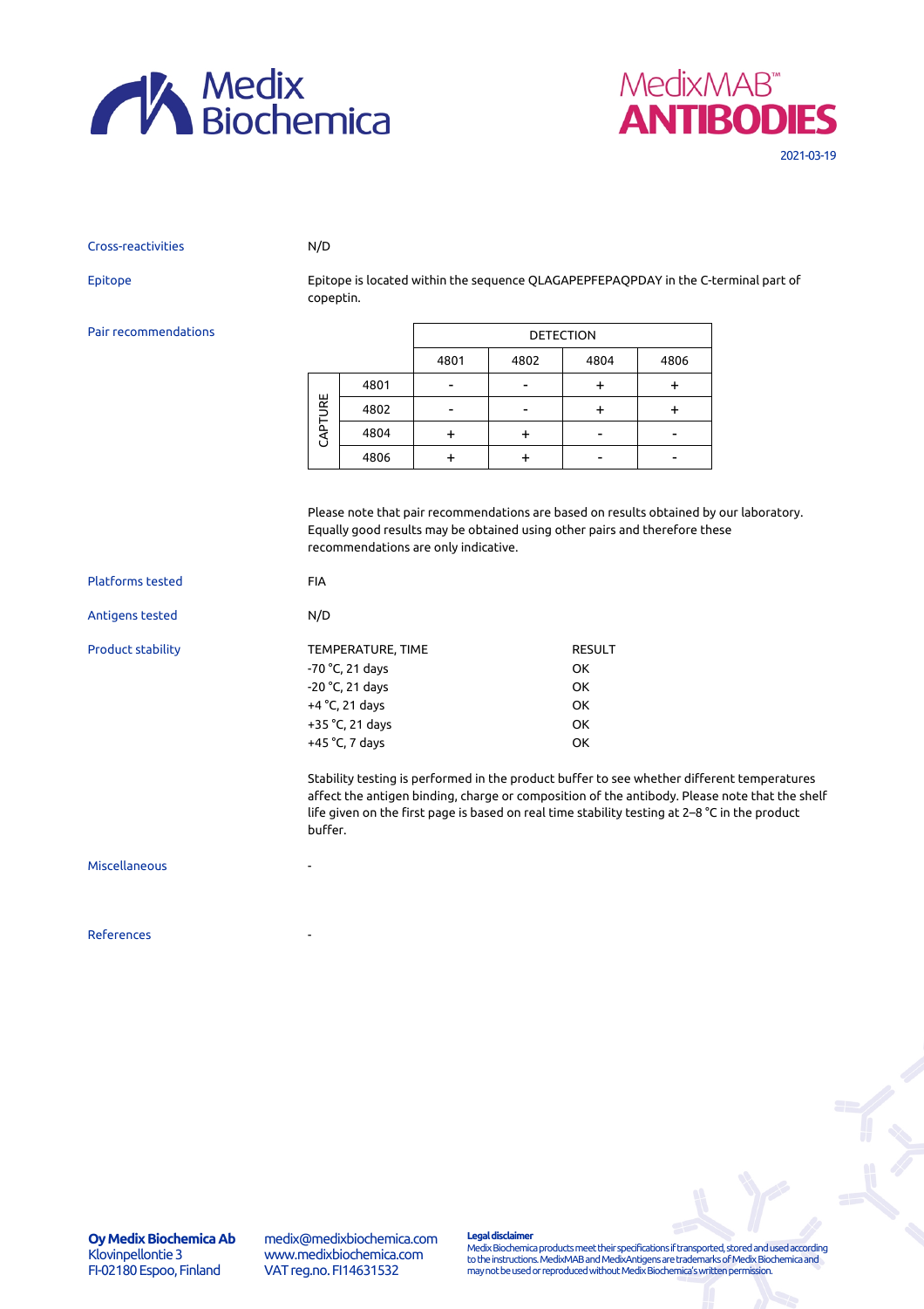2021-03-19

**Cross-reactivities**

N/D

**Epitope**

Epitope is located within the sequence QLAGAPEPFEPAQPDAY in the C-terminal part of copeptin.

**Pair recommendations**

| | | DETECTION | | | |
|---|---|---|---|---|---|
| | | 4801 | 4802 | 4804 | 4806 |
| CAPTURE | 4801 | - | - | + | + |
| | 4802 | - | - | + | + |
| | 4804 | + | + | - | - |
| | 4806 | + | + | - | - |

Please note that pair recommendations are based on results obtained by our laboratory. Equally good results may be obtained using other pairs and therefore these recommendations are only indicative.

**Platforms tested**

FIA

**Antigens tested**

N/D

**Product stability**

| TEMPERATURE, TIME | RESULT |
|---|---|
| -70 °C, 21 days | OK |
| -20 °C, 21 days | OK |
| +4 °C, 21 days | OK |
| +35 °C, 21 days | OK |
| +45 °C, 7 days | OK |

Stability testing is performed in the product buffer to see whether different temperatures affect the antigen binding, charge or composition of the antibody. Please note that the shelf life given on the first page is based on real time stability testing at 2–8 °C in the product buffer.

**Miscellaneous**

-

**References**

-

**Oy Medix Biochemica Ab**
Klovinpellontie 3
FI-02180 Espoo, Finland

medix@medixbiochemica.com
www.medixbiochemica.com
VAT reg.no. FI14631532

**Legal disclaimer**
Medix Biochemica products meet their specifications if transported, stored and used according to the instructions. MedixMAB and MedixAntigens are trademarks of Medix Biochemica and may not be used or reproduced without Medix Biochemica's written permission.